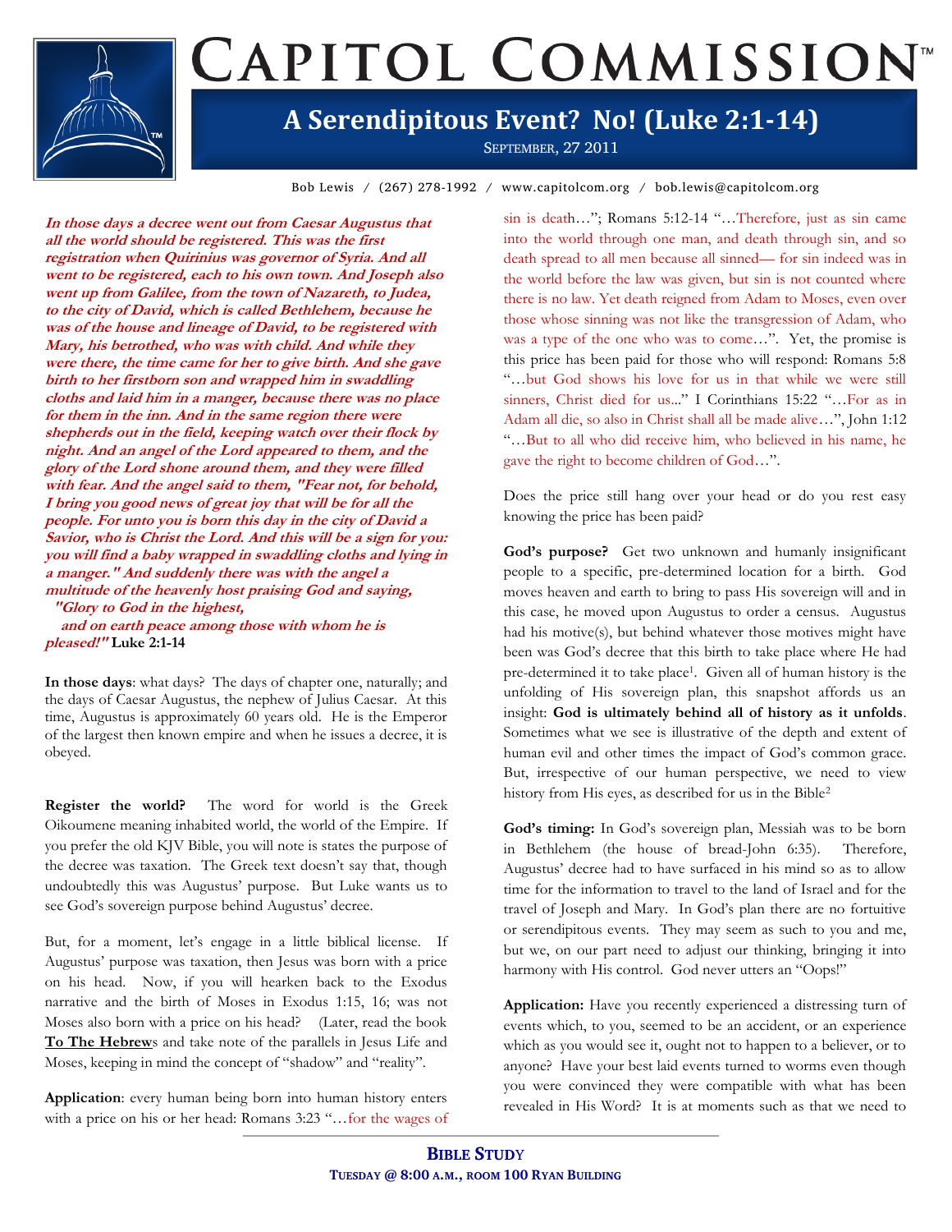# CAPITOL COMMISSION™

## A Serendipitous Event? No! (Luke 2:1-14)

September, 27 2011

Bob Lewis / (267) 278-1992 / www.capitolcom.org / bob.lewis@capitolcom.org

***In those days a decree went out from Caesar Augustus that all the world should be registered. This was the first registration when Quirinius was governor of Syria. And all went to be registered, each to his own town. And Joseph also went up from Galilee, from the town of Nazareth, to Judea, to the city of David, which is called Bethlehem, because he was of the house and lineage of David, to be registered with Mary, his betrothed, who was with child. And while they were there, the time came for her to give birth. And she gave birth to her firstborn son and wrapped him in swaddling cloths and laid him in a manger, because there was no place for them in the inn. And in the same region there were shepherds out in the field, keeping watch over their flock by night. And an angel of the Lord appeared to them, and the glory of the Lord shone around them, and they were filled with fear. And the angel said to them, "Fear not, for behold, I bring you good news of great joy that will be for all the people. For unto you is born this day in the city of David a Savior, who is Christ the Lord. And this will be a sign for you: you will find a baby wrapped in swaddling cloths and lying in a manger." And suddenly there was with the angel a multitude of the heavenly host praising God and saying,
"Glory to God in the highest,
and on earth peace among those with whom he is pleased!"*** **Luke 2:1-14**

**In those days**: what days? The days of chapter one, naturally; and the days of Caesar Augustus, the nephew of Julius Caesar. At this time, Augustus is approximately 60 years old. He is the Emperor of the largest then known empire and when he issues a decree, it is obeyed.

**Register the world?** The word for world is the Greek Oikoumene meaning inhabited world, the world of the Empire. If you prefer the old KJV Bible, you will note is states the purpose of the decree was taxation. The Greek text doesn't say that, though undoubtedly this was Augustus' purpose. But Luke wants us to see God's sovereign purpose behind Augustus' decree.

But, for a moment, let's engage in a little biblical license. If Augustus' purpose was taxation, then Jesus was born with a price on his head. Now, if you will hearken back to the Exodus narrative and the birth of Moses in Exodus 1:15, 16; was not Moses also born with a price on his head? (Later, read the book **<u>To The Hebrew</u>**s and take note of the parallels in Jesus Life and Moses, keeping in mind the concept of "shadow" and "reality".

**Application**: every human being born into human history enters with a price on his or her head: Romans 3:23 "…for the wages of sin is death…"; Romans 5:12-14 "…Therefore, just as sin came into the world through one man, and death through sin, and so death spread to all men because all sinned— for sin indeed was in the world before the law was given, but sin is not counted where there is no law. Yet death reigned from Adam to Moses, even over those whose sinning was not like the transgression of Adam, who was a type of the one who was to come…". Yet, the promise is this price has been paid for those who will respond: Romans 5:8 "…but God shows his love for us in that while we were still sinners, Christ died for us..." I Corinthians 15:22 "…For as in Adam all die, so also in Christ shall all be made alive…", John 1:12 "…But to all who did receive him, who believed in his name, he gave the right to become children of God…".

Does the price still hang over your head or do you rest easy knowing the price has been paid?

**God's purpose?** Get two unknown and humanly insignificant people to a specific, pre-determined location for a birth. God moves heaven and earth to bring to pass His sovereign will and in this case, he moved upon Augustus to order a census. Augustus had his motive(s), but behind whatever those motives might have been was God's decree that this birth to take place where He had pre-determined it to take place[1]. Given all of human history is the unfolding of His sovereign plan, this snapshot affords us an insight: **God is ultimately behind all of history as it unfolds**. Sometimes what we see is illustrative of the depth and extent of human evil and other times the impact of God's common grace. But, irrespective of our human perspective, we need to view history from His eyes, as described for us in the Bible[2]

**God's timing:** In God's sovereign plan, Messiah was to be born in Bethlehem (the house of bread-John 6:35). Therefore, Augustus' decree had to have surfaced in his mind so as to allow time for the information to travel to the land of Israel and for the travel of Joseph and Mary. In God's plan there are no fortuitive or serendipitous events. They may seem as such to you and me, but we, on our part need to adjust our thinking, bringing it into harmony with His control. God never utters an "Oops!"

**Application:** Have you recently experienced a distressing turn of events which, to you, seemed to be an accident, or an experience which as you would see it, ought not to happen to a believer, or to anyone? Have your best laid events turned to worms even though you were convinced they were compatible with what has been revealed in His Word? It is at moments such as that we need to

**BIBLE STUDY**
**TUESDAY @ 8:00 A.M., ROOM 100 RYAN BUILDING**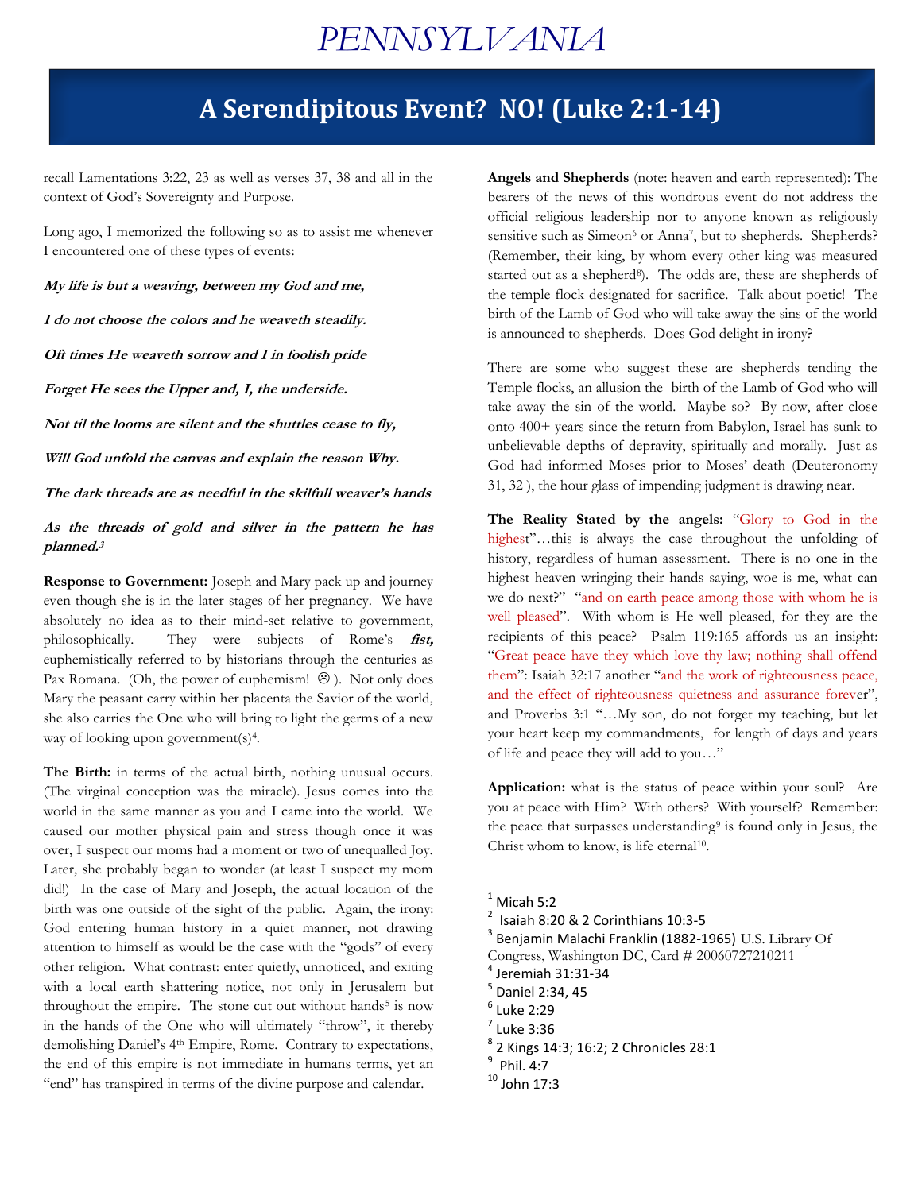# PENNSYLVANIA

## A Serendipitous Event? NO! (Luke 2:1-14)

recall Lamentations 3:22, 23 as well as verses 37, 38 and all in the context of God's Sovereignty and Purpose.

Long ago, I memorized the following so as to assist me whenever I encountered one of these types of events:

***My life is but a weaving, between my God and me,***

***I do not choose the colors and he weaveth steadily.***

***Oft times He weaveth sorrow and I in foolish pride***

***Forget He sees the Upper and, I, the underside.***

***Not til the looms are silent and the shuttles cease to fly,***

***Will God unfold the canvas and explain the reason Why.***

***The dark threads are as needful in the skilfull weaver's hands***

***As the threads of gold and silver in the pattern he has planned.***[3]

**Response to Government:** Joseph and Mary pack up and journey even though she is in the later stages of her pregnancy. We have absolutely no idea as to their mind-set relative to government, philosophically. They were subjects of Rome's ***fist,*** euphemistically referred to by historians through the centuries as Pax Romana. (Oh, the power of euphemism! ☹ ). Not only does Mary the peasant carry within her placenta the Savior of the world, she also carries the One who will bring to light the germs of a new way of looking upon government(s)[4].

**The Birth:** in terms of the actual birth, nothing unusual occurs. (The virginal conception was the miracle). Jesus comes into the world in the same manner as you and I came into the world. We caused our mother physical pain and stress though once it was over, I suspect our moms had a moment or two of unequalled Joy. Later, she probably began to wonder (at least I suspect my mom did!) In the case of Mary and Joseph, the actual location of the birth was one outside of the sight of the public. Again, the irony: God entering human history in a quiet manner, not drawing attention to himself as would be the case with the "gods" of every other religion. What contrast: enter quietly, unnoticed, and exiting with a local earth shattering notice, not only in Jerusalem but throughout the empire. The stone cut out without hands[5] is now in the hands of the One who will ultimately "throw", it thereby demolishing Daniel's 4th Empire, Rome. Contrary to expectations, the end of this empire is not immediate in humans terms, yet an "end" has transpired in terms of the divine purpose and calendar.

**Angels and Shepherds** (note: heaven and earth represented): The bearers of the news of this wondrous event do not address the official religious leadership nor to anyone known as religiously sensitive such as Simeon[6] or Anna[7], but to shepherds. Shepherds? (Remember, their king, by whom every other king was measured started out as a shepherd[8]). The odds are, these are shepherds of the temple flock designated for sacrifice. Talk about poetic! The birth of the Lamb of God who will take away the sins of the world is announced to shepherds. Does God delight in irony?

There are some who suggest these are shepherds tending the Temple flocks, an allusion the birth of the Lamb of God who will take away the sin of the world. Maybe so? By now, after close onto 400+ years since the return from Babylon, Israel has sunk to unbelievable depths of depravity, spiritually and morally. Just as God had informed Moses prior to Moses' death (Deuteronomy 31, 32 ), the hour glass of impending judgment is drawing near.

**The Reality Stated by the angels:** "Glory to God in the highest"…this is always the case throughout the unfolding of history, regardless of human assessment. There is no one in the highest heaven wringing their hands saying, woe is me, what can we do next?" "and on earth peace among those with whom he is well pleased". With whom is He well pleased, for they are the recipients of this peace? Psalm 119:165 affords us an insight: "Great peace have they which love thy law; nothing shall offend them": Isaiah 32:17 another "and the work of righteousness peace, and the effect of righteousness quietness and assurance forever", and Proverbs 3:1 "…My son, do not forget my teaching, but let your heart keep my commandments, for length of days and years of life and peace they will add to you…"

**Application:** what is the status of peace within your soul? Are you at peace with Him? With others? With yourself? Remember: the peace that surpasses understanding[9] is found only in Jesus, the Christ whom to know, is life eternal[10].

---

[1] Micah 5:2
[2] Isaiah 8:20 & 2 Corinthians 10:3-5
[3] Benjamin Malachi Franklin (1882-1965) U.S. Library Of Congress, Washington DC, Card # 20060727210211
[4] Jeremiah 31:31-34
[5] Daniel 2:34, 45
[6] Luke 2:29
[7] Luke 3:36
[8] 2 Kings 14:3; 16:2; 2 Chronicles 28:1
[9] Phil. 4:7
[10] John 17:3